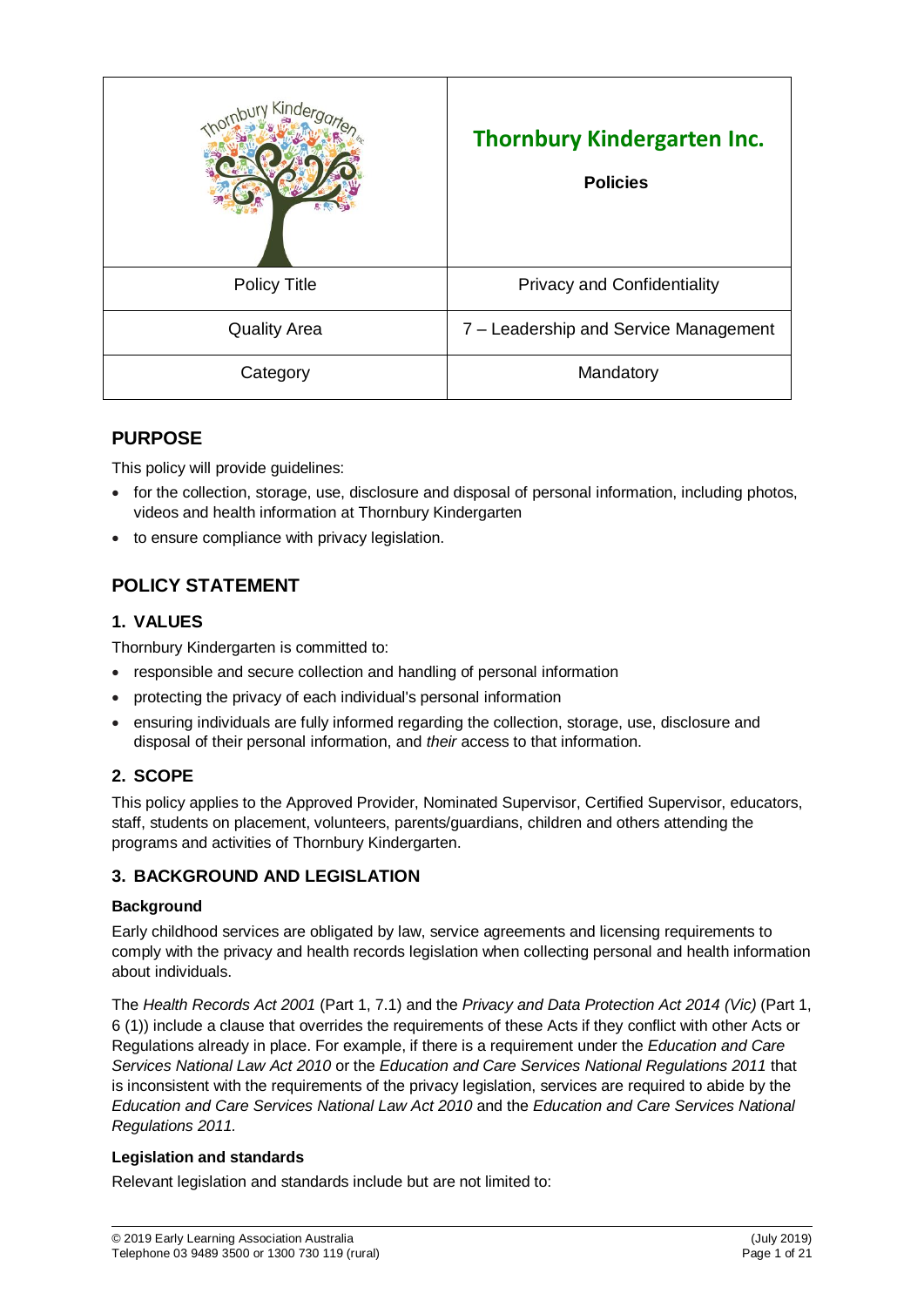| | Thornbury Kindergarten Inc. **Policies** |
|---|---|
| Policy Title | Privacy and Confidentiality |
| Quality Area | 7 – Leadership and Service Management |
| Category | Mandatory |

## PURPOSE

This policy will provide guidelines:

- for the collection, storage, use, disclosure and disposal of personal information, including photos, videos and health information at Thornbury Kindergarten
- to ensure compliance with privacy legislation.

## POLICY STATEMENT

### 1. VALUES

Thornbury Kindergarten is committed to:

- responsible and secure collection and handling of personal information
- protecting the privacy of each individual's personal information
- ensuring individuals are fully informed regarding the collection, storage, use, disclosure and disposal of their personal information, and *their* access to that information.

### 2. SCOPE

This policy applies to the Approved Provider, Nominated Supervisor, Certified Supervisor, educators, staff, students on placement, volunteers, parents/guardians, children and others attending the programs and activities of Thornbury Kindergarten.

### 3. BACKGROUND AND LEGISLATION

#### Background

Early childhood services are obligated by law, service agreements and licensing requirements to comply with the privacy and health records legislation when collecting personal and health information about individuals.

The *Health Records Act 2001* (Part 1, 7.1) and the *Privacy and Data Protection Act 2014 (Vic)* (Part 1, 6 (1)) include a clause that overrides the requirements of these Acts if they conflict with other Acts or Regulations already in place. For example, if there is a requirement under the *Education and Care Services National Law Act 2010* or the *Education and Care Services National Regulations 2011* that is inconsistent with the requirements of the privacy legislation, services are required to abide by the *Education and Care Services National Law Act 2010* and the *Education and Care Services National Regulations 2011.*

#### Legislation and standards

Relevant legislation and standards include but are not limited to: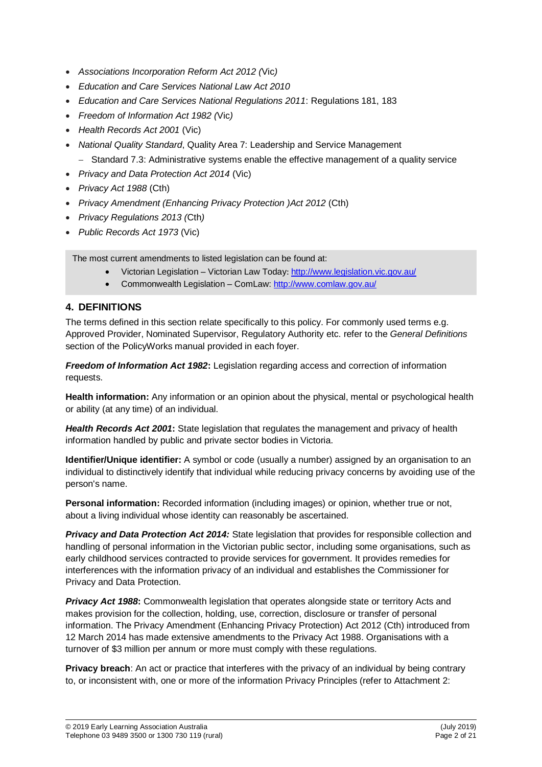- *Associations Incorporation Reform Act 2012 (*Vic*)*
- *Education and Care Services National Law Act 2010*
- *Education and Care Services National Regulations 2011*: Regulations 181, 183
- *Freedom of Information Act 1982 (*Vic*)*
- *Health Records Act 2001* (Vic)
- *National Quality Standard*, Quality Area 7: Leadership and Service Management
  - Standard 7.3: Administrative systems enable the effective management of a quality service
- *Privacy and Data Protection Act 2014* (Vic)
- *Privacy Act 1988* (Cth)
- *Privacy Amendment (Enhancing Privacy Protection )Act 2012* (Cth)
- *Privacy Regulations 2013 (*Cth*)*
- *Public Records Act 1973* (Vic)

The most current amendments to listed legislation can be found at:

- Victorian Legislation – Victorian Law Today: http://www.legislation.vic.gov.au/
- Commonwealth Legislation – ComLaw: http://www.comlaw.gov.au/

## 4. DEFINITIONS

The terms defined in this section relate specifically to this policy. For commonly used terms e.g. Approved Provider, Nominated Supervisor, Regulatory Authority etc. refer to the *General Definitions* section of the PolicyWorks manual provided in each foyer.

***Freedom of Information Act 1982*:** Legislation regarding access and correction of information requests.

**Health information:** Any information or an opinion about the physical, mental or psychological health or ability (at any time) of an individual.

***Health Records Act 2001*:** State legislation that regulates the management and privacy of health information handled by public and private sector bodies in Victoria.

**Identifier/Unique identifier:** A symbol or code (usually a number) assigned by an organisation to an individual to distinctively identify that individual while reducing privacy concerns by avoiding use of the person's name.

**Personal information:** Recorded information (including images) or opinion, whether true or not, about a living individual whose identity can reasonably be ascertained.

***Privacy and Data Protection Act 2014:*** State legislation that provides for responsible collection and handling of personal information in the Victorian public sector, including some organisations, such as early childhood services contracted to provide services for government. It provides remedies for interferences with the information privacy of an individual and establishes the Commissioner for Privacy and Data Protection.

***Privacy Act 1988*:** Commonwealth legislation that operates alongside state or territory Acts and makes provision for the collection, holding, use, correction, disclosure or transfer of personal information. The Privacy Amendment (Enhancing Privacy Protection) Act 2012 (Cth) introduced from 12 March 2014 has made extensive amendments to the Privacy Act 1988. Organisations with a turnover of $3 million per annum or more must comply with these regulations.

**Privacy breach**: An act or practice that interferes with the privacy of an individual by being contrary to, or inconsistent with, one or more of the information Privacy Principles (refer to Attachment 2: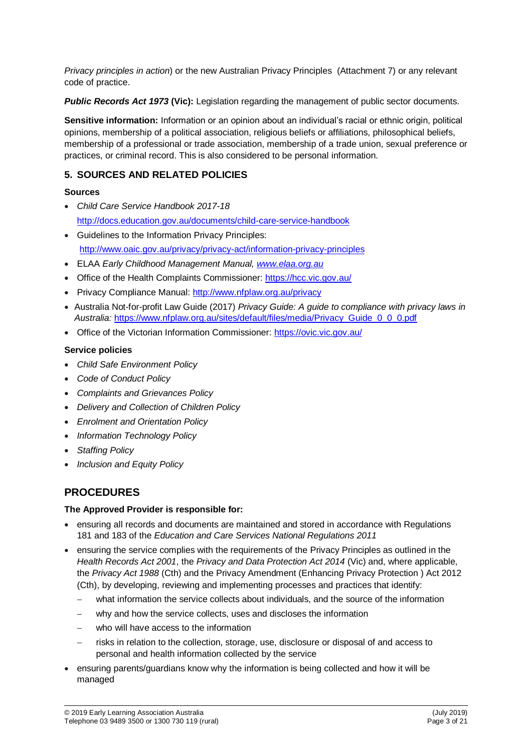*Privacy principles in action*) or the new Australian Privacy Principles (Attachment 7) or any relevant code of practice.

***Public Records Act 1973* (Vic):** Legislation regarding the management of public sector documents.

**Sensitive information:** Information or an opinion about an individual's racial or ethnic origin, political opinions, membership of a political association, religious beliefs or affiliations, philosophical beliefs, membership of a professional or trade association, membership of a trade union, sexual preference or practices, or criminal record. This is also considered to be personal information.

## 5. SOURCES AND RELATED POLICIES

**Sources**

- *Child Care Service Handbook 2017-18* http://docs.education.gov.au/documents/child-care-service-handbook
- Guidelines to the Information Privacy Principles: http://www.oaic.gov.au/privacy/privacy-act/information-privacy-principles
- ELAA *Early Childhood Management Manual, www.elaa.org.au*
- Office of the Health Complaints Commissioner: https://hcc.vic.gov.au/
- Privacy Compliance Manual: http://www.nfplaw.org.au/privacy
- Australia Not-for-profit Law Guide (2017) *Privacy Guide: A guide to compliance with privacy laws in Australia:* https://www.nfplaw.org.au/sites/default/files/media/Privacy_Guide_0_0_0.pdf
- Office of the Victorian Information Commissioner: https://ovic.vic.gov.au/

**Service policies**

- *Child Safe Environment Policy*
- *Code of Conduct Policy*
- *Complaints and Grievances Policy*
- *Delivery and Collection of Children Policy*
- *Enrolment and Orientation Policy*
- *Information Technology Policy*
- *Staffing Policy*
- *Inclusion and Equity Policy*

# PROCEDURES

**The Approved Provider is responsible for:**

- ensuring all records and documents are maintained and stored in accordance with Regulations 181 and 183 of the *Education and Care Services National Regulations 2011*
- ensuring the service complies with the requirements of the Privacy Principles as outlined in the *Health Records Act 2001*, the *Privacy and Data Protection Act 2014* (Vic) and, where applicable, the *Privacy Act 1988* (Cth) and the Privacy Amendment (Enhancing Privacy Protection ) Act 2012 (Cth), by developing, reviewing and implementing processes and practices that identify:
  - what information the service collects about individuals, and the source of the information
  - why and how the service collects, uses and discloses the information
  - who will have access to the information
  - risks in relation to the collection, storage, use, disclosure or disposal of and access to personal and health information collected by the service
- ensuring parents/guardians know why the information is being collected and how it will be managed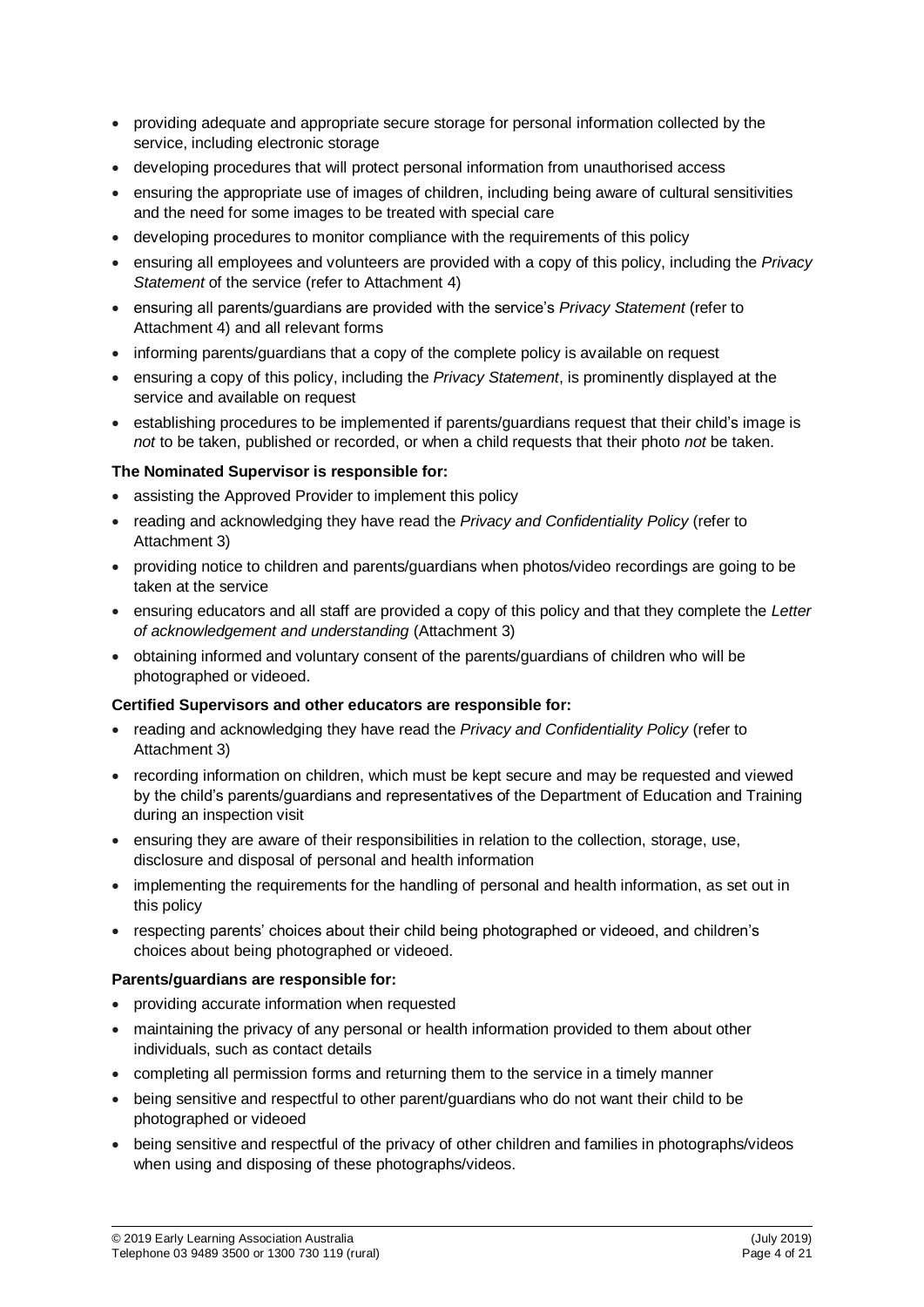- providing adequate and appropriate secure storage for personal information collected by the service, including electronic storage
- developing procedures that will protect personal information from unauthorised access
- ensuring the appropriate use of images of children, including being aware of cultural sensitivities and the need for some images to be treated with special care
- developing procedures to monitor compliance with the requirements of this policy
- ensuring all employees and volunteers are provided with a copy of this policy, including the *Privacy Statement* of the service (refer to Attachment 4)
- ensuring all parents/guardians are provided with the service's *Privacy Statement* (refer to Attachment 4) and all relevant forms
- informing parents/guardians that a copy of the complete policy is available on request
- ensuring a copy of this policy, including the *Privacy Statement*, is prominently displayed at the service and available on request
- establishing procedures to be implemented if parents/guardians request that their child's image is *not* to be taken, published or recorded, or when a child requests that their photo *not* be taken.

**The Nominated Supervisor is responsible for:**

- assisting the Approved Provider to implement this policy
- reading and acknowledging they have read the *Privacy and Confidentiality Policy* (refer to Attachment 3)
- providing notice to children and parents/guardians when photos/video recordings are going to be taken at the service
- ensuring educators and all staff are provided a copy of this policy and that they complete the *Letter of acknowledgement and understanding* (Attachment 3)
- obtaining informed and voluntary consent of the parents/guardians of children who will be photographed or videoed.

**Certified Supervisors and other educators are responsible for:**

- reading and acknowledging they have read the *Privacy and Confidentiality Policy* (refer to Attachment 3)
- recording information on children, which must be kept secure and may be requested and viewed by the child's parents/guardians and representatives of the Department of Education and Training during an inspection visit
- ensuring they are aware of their responsibilities in relation to the collection, storage, use, disclosure and disposal of personal and health information
- implementing the requirements for the handling of personal and health information, as set out in this policy
- respecting parents' choices about their child being photographed or videoed, and children's choices about being photographed or videoed.

**Parents/guardians are responsible for:**

- providing accurate information when requested
- maintaining the privacy of any personal or health information provided to them about other individuals, such as contact details
- completing all permission forms and returning them to the service in a timely manner
- being sensitive and respectful to other parent/guardians who do not want their child to be photographed or videoed
- being sensitive and respectful of the privacy of other children and families in photographs/videos when using and disposing of these photographs/videos.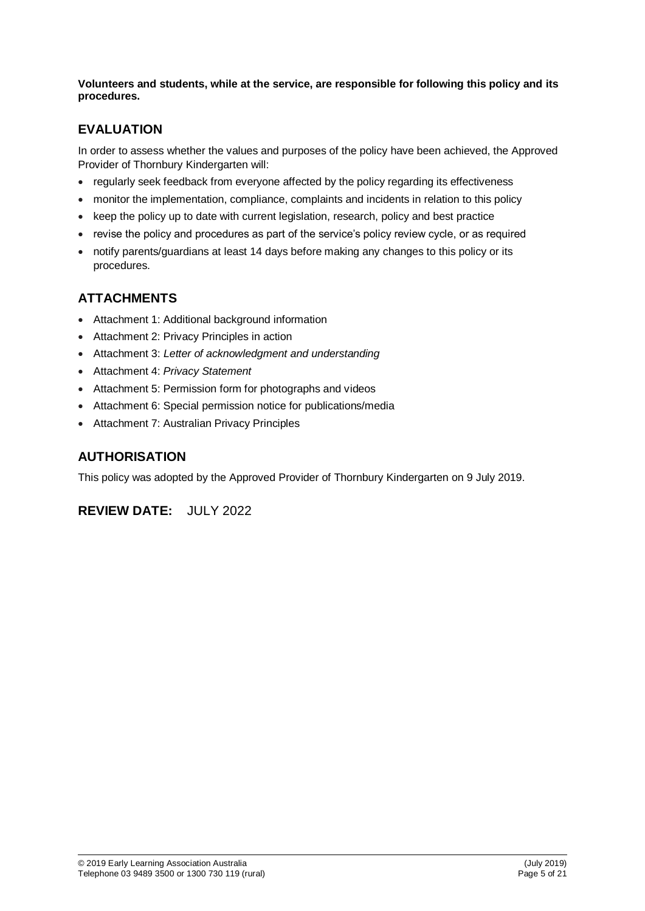**Volunteers and students, while at the service, are responsible for following this policy and its procedures.**

## EVALUATION

In order to assess whether the values and purposes of the policy have been achieved, the Approved Provider of Thornbury Kindergarten will:

- regularly seek feedback from everyone affected by the policy regarding its effectiveness
- monitor the implementation, compliance, complaints and incidents in relation to this policy
- keep the policy up to date with current legislation, research, policy and best practice
- revise the policy and procedures as part of the service's policy review cycle, or as required
- notify parents/guardians at least 14 days before making any changes to this policy or its procedures.

## ATTACHMENTS

- Attachment 1: Additional background information
- Attachment 2: Privacy Principles in action
- Attachment 3: *Letter of acknowledgment and understanding*
- Attachment 4: *Privacy Statement*
- Attachment 5: Permission form for photographs and videos
- Attachment 6: Special permission notice for publications/media
- Attachment 7: Australian Privacy Principles

## AUTHORISATION

This policy was adopted by the Approved Provider of Thornbury Kindergarten on 9 July 2019.

## REVIEW DATE: JULY 2022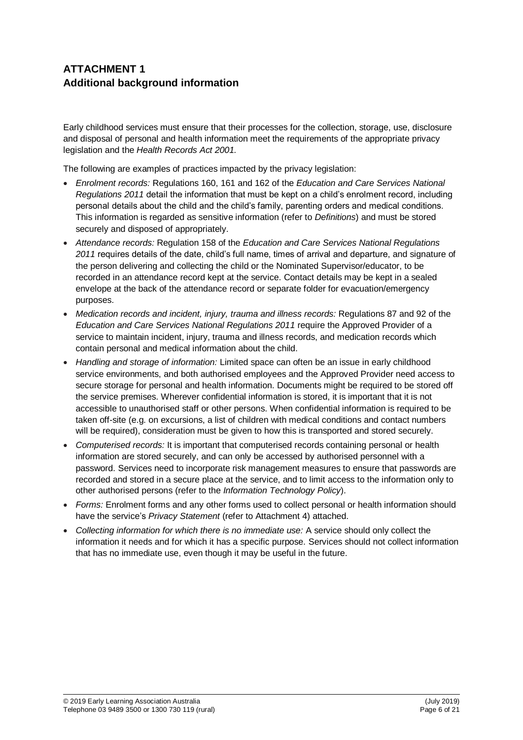## ATTACHMENT 1
## Additional background information

Early childhood services must ensure that their processes for the collection, storage, use, disclosure and disposal of personal and health information meet the requirements of the appropriate privacy legislation and the *Health Records Act 2001.*

The following are examples of practices impacted by the privacy legislation:

- *Enrolment records:* Regulations 160, 161 and 162 of the *Education and Care Services National Regulations 2011* detail the information that must be kept on a child's enrolment record, including personal details about the child and the child's family, parenting orders and medical conditions. This information is regarded as sensitive information (refer to *Definitions*) and must be stored securely and disposed of appropriately.
- *Attendance records:* Regulation 158 of the *Education and Care Services National Regulations 2011* requires details of the date, child's full name, times of arrival and departure, and signature of the person delivering and collecting the child or the Nominated Supervisor/educator, to be recorded in an attendance record kept at the service. Contact details may be kept in a sealed envelope at the back of the attendance record or separate folder for evacuation/emergency purposes.
- *Medication records and incident, injury, trauma and illness records:* Regulations 87 and 92 of the *Education and Care Services National Regulations 2011* require the Approved Provider of a service to maintain incident, injury, trauma and illness records, and medication records which contain personal and medical information about the child.
- *Handling and storage of information:* Limited space can often be an issue in early childhood service environments, and both authorised employees and the Approved Provider need access to secure storage for personal and health information. Documents might be required to be stored off the service premises. Wherever confidential information is stored, it is important that it is not accessible to unauthorised staff or other persons. When confidential information is required to be taken off-site (e.g. on excursions, a list of children with medical conditions and contact numbers will be required), consideration must be given to how this is transported and stored securely.
- *Computerised records:* It is important that computerised records containing personal or health information are stored securely, and can only be accessed by authorised personnel with a password. Services need to incorporate risk management measures to ensure that passwords are recorded and stored in a secure place at the service, and to limit access to the information only to other authorised persons (refer to the *Information Technology Policy*).
- *Forms:* Enrolment forms and any other forms used to collect personal or health information should have the service's *Privacy Statement* (refer to Attachment 4) attached.
- *Collecting information for which there is no immediate use:* A service should only collect the information it needs and for which it has a specific purpose. Services should not collect information that has no immediate use, even though it may be useful in the future.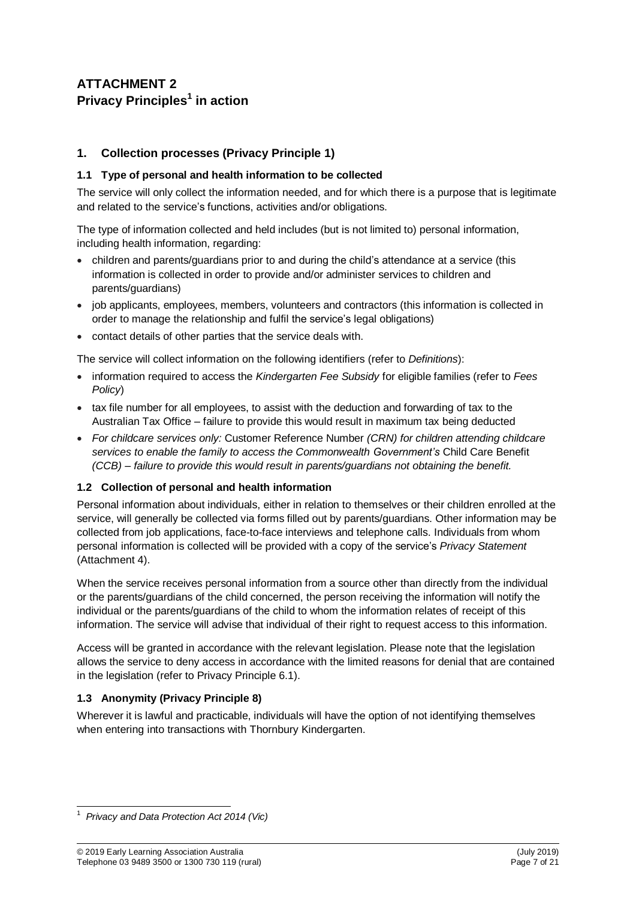# ATTACHMENT 2
# Privacy Principles[1] in action

## 1. Collection processes (Privacy Principle 1)

### 1.1 Type of personal and health information to be collected

The service will only collect the information needed, and for which there is a purpose that is legitimate and related to the service's functions, activities and/or obligations.

The type of information collected and held includes (but is not limited to) personal information, including health information, regarding:

- children and parents/guardians prior to and during the child's attendance at a service (this information is collected in order to provide and/or administer services to children and parents/guardians)
- job applicants, employees, members, volunteers and contractors (this information is collected in order to manage the relationship and fulfil the service's legal obligations)
- contact details of other parties that the service deals with.

The service will collect information on the following identifiers (refer to *Definitions*):

- information required to access the *Kindergarten Fee Subsidy* for eligible families (refer to *Fees Policy*)
- tax file number for all employees, to assist with the deduction and forwarding of tax to the Australian Tax Office – failure to provide this would result in maximum tax being deducted
- *For childcare services only:* Customer Reference Number *(CRN) for children attending childcare services to enable the family to access the Commonwealth Government's* Child Care Benefit *(CCB) – failure to provide this would result in parents/guardians not obtaining the benefit.*

### 1.2 Collection of personal and health information

Personal information about individuals, either in relation to themselves or their children enrolled at the service, will generally be collected via forms filled out by parents/guardians. Other information may be collected from job applications, face-to-face interviews and telephone calls. Individuals from whom personal information is collected will be provided with a copy of the service's *Privacy Statement* (Attachment 4).

When the service receives personal information from a source other than directly from the individual or the parents/guardians of the child concerned, the person receiving the information will notify the individual or the parents/guardians of the child to whom the information relates of receipt of this information. The service will advise that individual of their right to request access to this information.

Access will be granted in accordance with the relevant legislation. Please note that the legislation allows the service to deny access in accordance with the limited reasons for denial that are contained in the legislation (refer to Privacy Principle 6.1).

### 1.3 Anonymity (Privacy Principle 8)

Wherever it is lawful and practicable, individuals will have the option of not identifying themselves when entering into transactions with Thornbury Kindergarten.

[1] *Privacy and Data Protection Act 2014 (Vic)*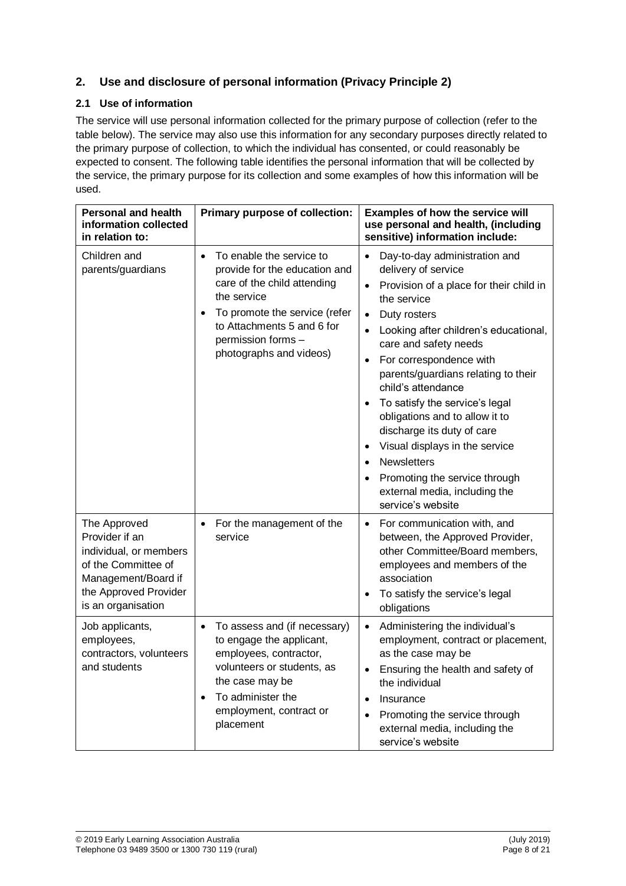## 2. Use and disclosure of personal information (Privacy Principle 2)

### 2.1 Use of information

The service will use personal information collected for the primary purpose of collection (refer to the table below). The service may also use this information for any secondary purposes directly related to the primary purpose of collection, to which the individual has consented, or could reasonably be expected to consent. The following table identifies the personal information that will be collected by the service, the primary purpose for its collection and some examples of how this information will be used.

| Personal and health information collected in relation to: | Primary purpose of collection: | Examples of how the service will use personal and health, (including sensitive) information include: |
|---|---|---|
| Children and parents/guardians | • To enable the service to provide for the education and care of the child attending the service<br>• To promote the service (refer to Attachments 5 and 6 for permission forms – photographs and videos) | • Day-to-day administration and delivery of service<br>• Provision of a place for their child in the service<br>• Duty rosters<br>• Looking after children's educational, care and safety needs<br>• For correspondence with parents/guardians relating to their child's attendance<br>• To satisfy the service's legal obligations and to allow it to discharge its duty of care<br>• Visual displays in the service<br>• Newsletters<br>• Promoting the service through external media, including the service's website |
| The Approved Provider if an individual, or members of the Committee of Management/Board if the Approved Provider is an organisation | • For the management of the service | • For communication with, and between, the Approved Provider, other Committee/Board members, employees and members of the association<br>• To satisfy the service's legal obligations |
| Job applicants, employees, contractors, volunteers and students | • To assess and (if necessary) to engage the applicant, employees, contractor, volunteers or students, as the case may be<br>• To administer the employment, contract or placement | • Administering the individual's employment, contract or placement, as the case may be<br>• Ensuring the health and safety of the individual<br>• Insurance<br>• Promoting the service through external media, including the service's website |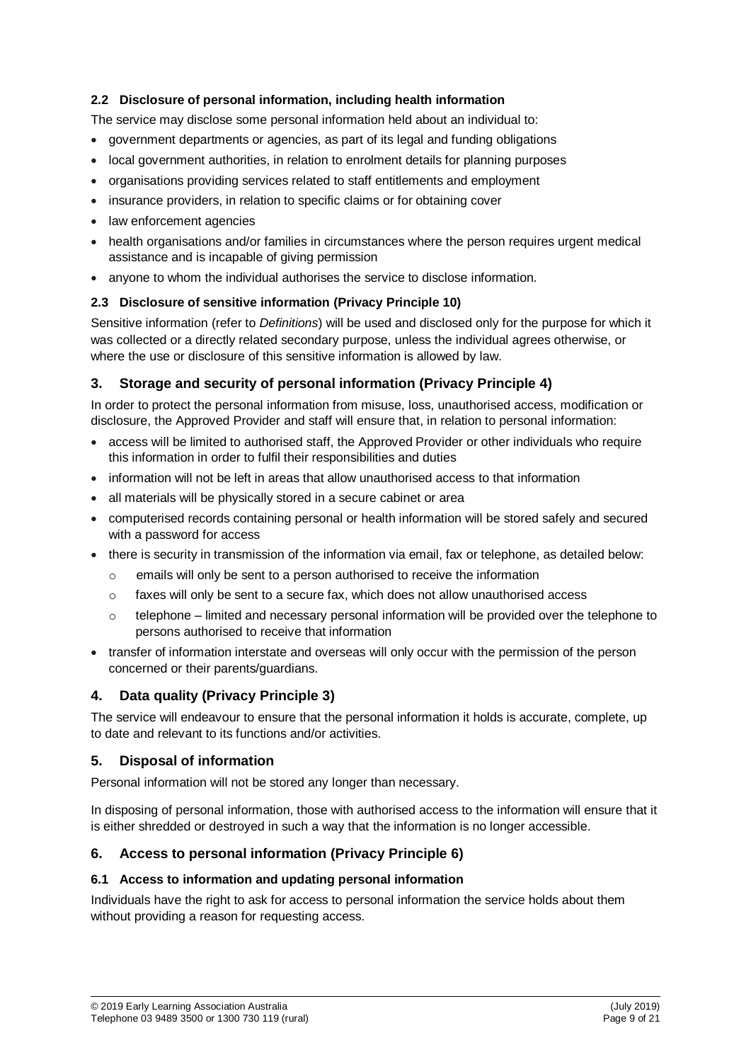### 2.2 Disclosure of personal information, including health information

The service may disclose some personal information held about an individual to:

- government departments or agencies, as part of its legal and funding obligations
- local government authorities, in relation to enrolment details for planning purposes
- organisations providing services related to staff entitlements and employment
- insurance providers, in relation to specific claims or for obtaining cover
- law enforcement agencies
- health organisations and/or families in circumstances where the person requires urgent medical assistance and is incapable of giving permission
- anyone to whom the individual authorises the service to disclose information.

### 2.3 Disclosure of sensitive information (Privacy Principle 10)

Sensitive information (refer to *Definitions*) will be used and disclosed only for the purpose for which it was collected or a directly related secondary purpose, unless the individual agrees otherwise, or where the use or disclosure of this sensitive information is allowed by law.

## 3. Storage and security of personal information (Privacy Principle 4)

In order to protect the personal information from misuse, loss, unauthorised access, modification or disclosure, the Approved Provider and staff will ensure that, in relation to personal information:

- access will be limited to authorised staff, the Approved Provider or other individuals who require this information in order to fulfil their responsibilities and duties
- information will not be left in areas that allow unauthorised access to that information
- all materials will be physically stored in a secure cabinet or area
- computerised records containing personal or health information will be stored safely and secured with a password for access
- there is security in transmission of the information via email, fax or telephone, as detailed below:
  - emails will only be sent to a person authorised to receive the information
  - faxes will only be sent to a secure fax, which does not allow unauthorised access
  - telephone – limited and necessary personal information will be provided over the telephone to persons authorised to receive that information
- transfer of information interstate and overseas will only occur with the permission of the person concerned or their parents/guardians.

## 4. Data quality (Privacy Principle 3)

The service will endeavour to ensure that the personal information it holds is accurate, complete, up to date and relevant to its functions and/or activities.

## 5. Disposal of information

Personal information will not be stored any longer than necessary.

In disposing of personal information, those with authorised access to the information will ensure that it is either shredded or destroyed in such a way that the information is no longer accessible.

## 6. Access to personal information (Privacy Principle 6)

### 6.1 Access to information and updating personal information

Individuals have the right to ask for access to personal information the service holds about them without providing a reason for requesting access.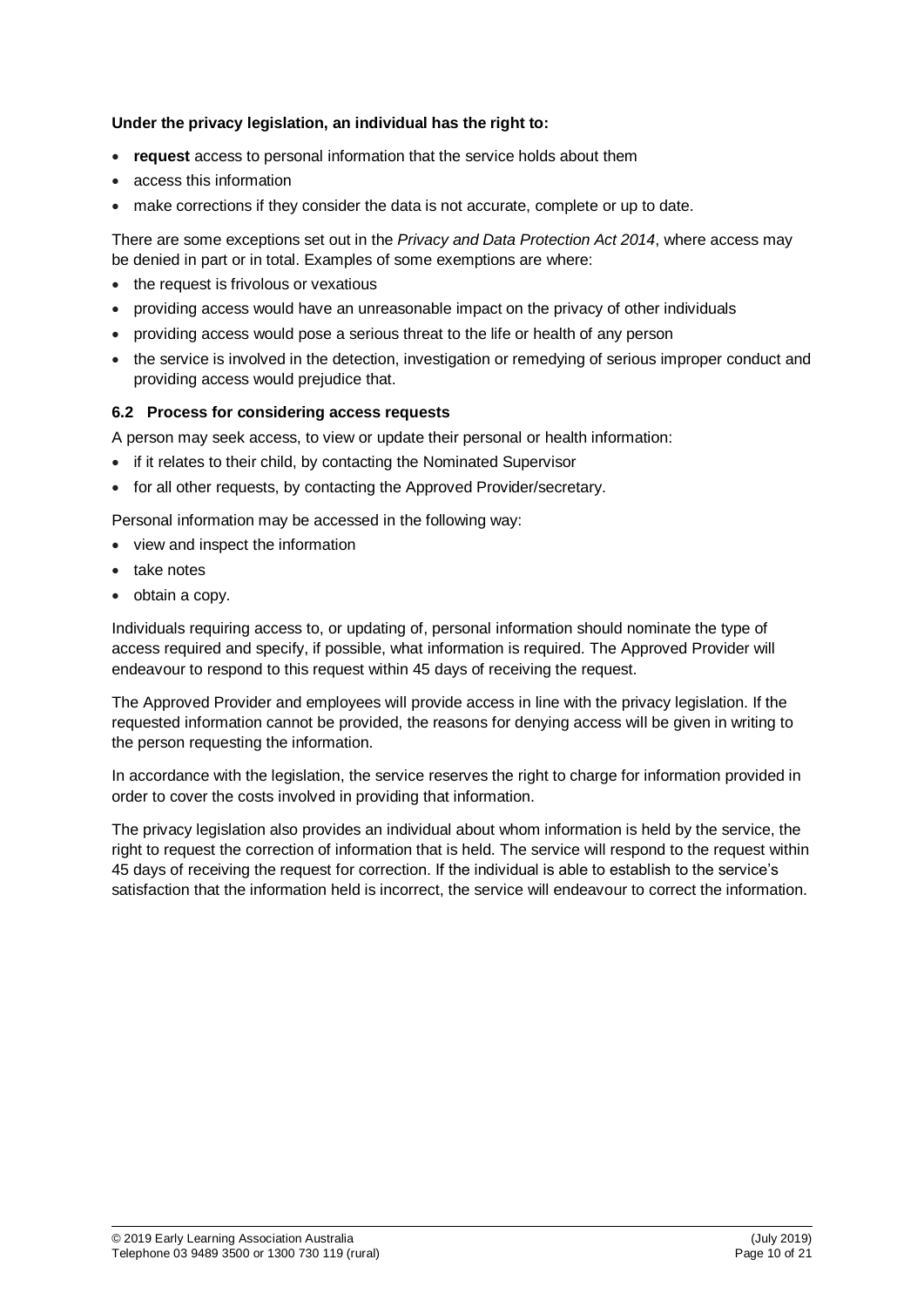**Under the privacy legislation, an individual has the right to:**

- **request** access to personal information that the service holds about them
- access this information
- make corrections if they consider the data is not accurate, complete or up to date.

There are some exceptions set out in the *Privacy and Data Protection Act 2014*, where access may be denied in part or in total. Examples of some exemptions are where:

- the request is frivolous or vexatious
- providing access would have an unreasonable impact on the privacy of other individuals
- providing access would pose a serious threat to the life or health of any person
- the service is involved in the detection, investigation or remedying of serious improper conduct and providing access would prejudice that.

### 6.2 Process for considering access requests

A person may seek access, to view or update their personal or health information:

- if it relates to their child, by contacting the Nominated Supervisor
- for all other requests, by contacting the Approved Provider/secretary.

Personal information may be accessed in the following way:

- view and inspect the information
- take notes
- obtain a copy.

Individuals requiring access to, or updating of, personal information should nominate the type of access required and specify, if possible, what information is required. The Approved Provider will endeavour to respond to this request within 45 days of receiving the request.

The Approved Provider and employees will provide access in line with the privacy legislation. If the requested information cannot be provided, the reasons for denying access will be given in writing to the person requesting the information.

In accordance with the legislation, the service reserves the right to charge for information provided in order to cover the costs involved in providing that information.

The privacy legislation also provides an individual about whom information is held by the service, the right to request the correction of information that is held. The service will respond to the request within 45 days of receiving the request for correction. If the individual is able to establish to the service's satisfaction that the information held is incorrect, the service will endeavour to correct the information.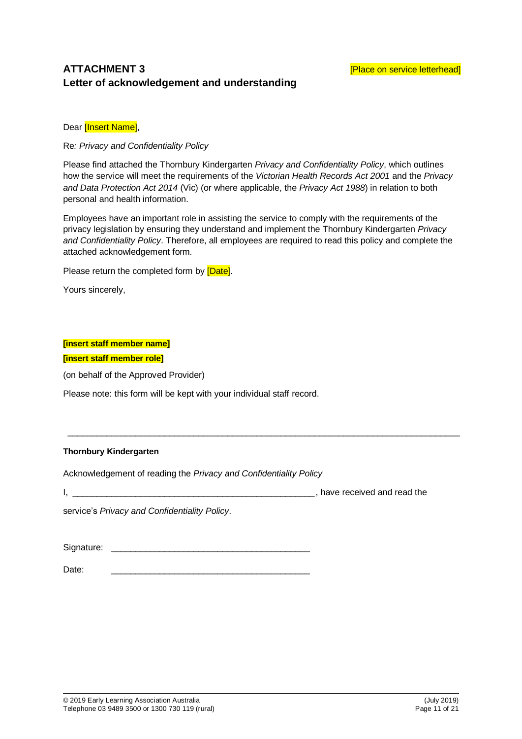## ATTACHMENT 3
## Letter of acknowledgement and understanding

[Place on service letterhead]

Dear [Insert Name],

Re*: Privacy and Confidentiality Policy*

Please find attached the Thornbury Kindergarten *Privacy and Confidentiality Policy*, which outlines how the service will meet the requirements of the *Victorian Health Records Act 2001* and the *Privacy and Data Protection Act 2014* (Vic) (or where applicable, the *Privacy Act 1988*) in relation to both personal and health information.

Employees have an important role in assisting the service to comply with the requirements of the privacy legislation by ensuring they understand and implement the Thornbury Kindergarten *Privacy and Confidentiality Policy*. Therefore, all employees are required to read this policy and complete the attached acknowledgement form.

Please return the completed form by [Date].

Yours sincerely,

**[insert staff member name]**

**[insert staff member role]**

(on behalf of the Approved Provider)

Please note: this form will be kept with your individual staff record.

---

**Thornbury Kindergarten**

Acknowledgement of reading the *Privacy and Confidentiality Policy*

I, __________________________________________________, have received and read the service's *Privacy and Confidentiality Policy*.

Signature: ________________________________________

Date: ________________________________________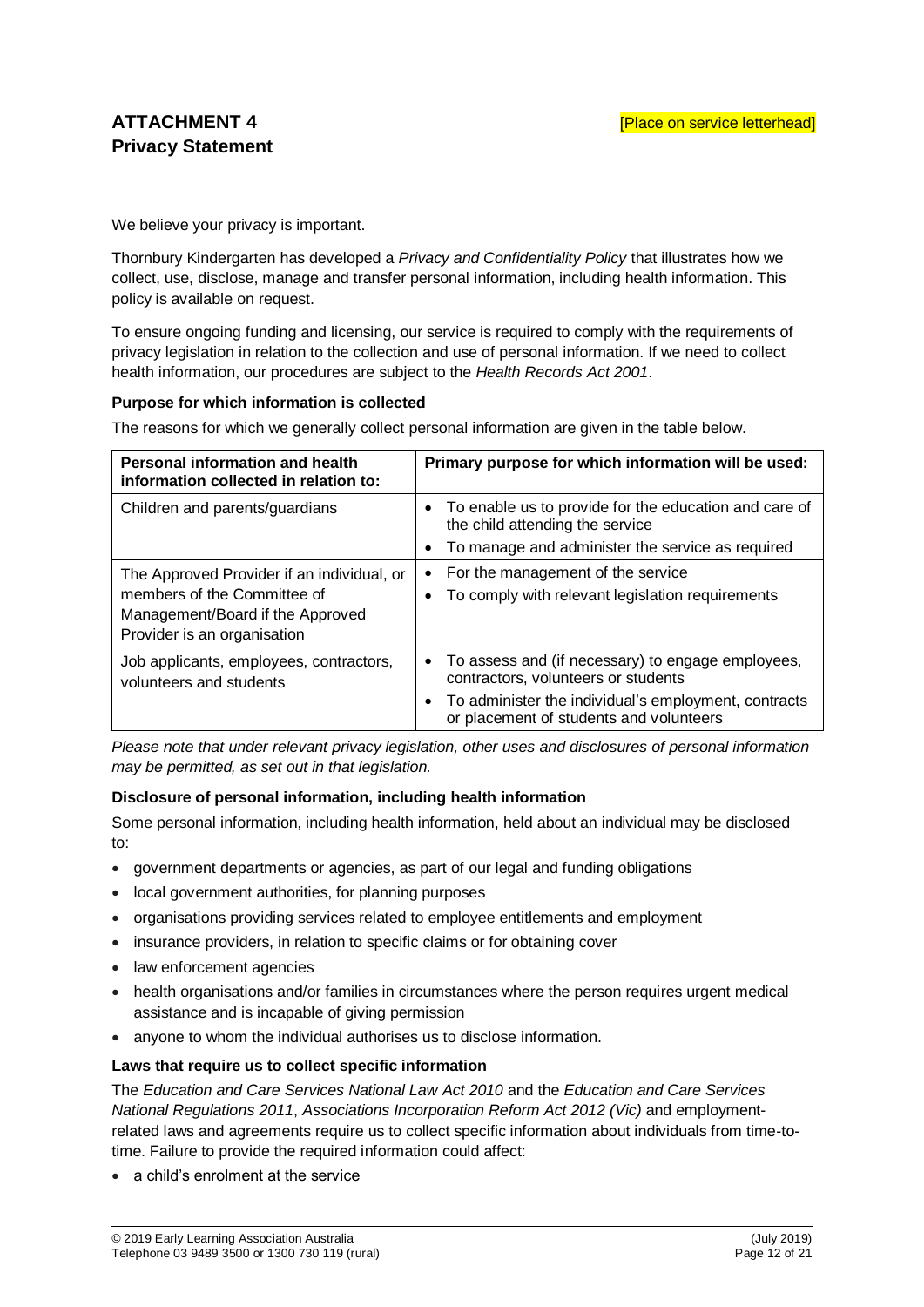## ATTACHMENT 4
## Privacy Statement

[Place on service letterhead]

We believe your privacy is important.

Thornbury Kindergarten has developed a *Privacy and Confidentiality Policy* that illustrates how we collect, use, disclose, manage and transfer personal information, including health information. This policy is available on request.

To ensure ongoing funding and licensing, our service is required to comply with the requirements of privacy legislation in relation to the collection and use of personal information. If we need to collect health information, our procedures are subject to the *Health Records Act 2001*.

**Purpose for which information is collected**

The reasons for which we generally collect personal information are given in the table below.

| Personal information and health information collected in relation to: | Primary purpose for which information will be used: |
|---|---|
| Children and parents/guardians | • To enable us to provide for the education and care of the child attending the service<br>• To manage and administer the service as required |
| The Approved Provider if an individual, or members of the Committee of Management/Board if the Approved Provider is an organisation | • For the management of the service<br>• To comply with relevant legislation requirements |
| Job applicants, employees, contractors, volunteers and students | • To assess and (if necessary) to engage employees, contractors, volunteers or students<br>• To administer the individual's employment, contracts or placement of students and volunteers |

*Please note that under relevant privacy legislation, other uses and disclosures of personal information may be permitted, as set out in that legislation.*

**Disclosure of personal information, including health information**

Some personal information, including health information, held about an individual may be disclosed to:

- government departments or agencies, as part of our legal and funding obligations
- local government authorities, for planning purposes
- organisations providing services related to employee entitlements and employment
- insurance providers, in relation to specific claims or for obtaining cover
- law enforcement agencies
- health organisations and/or families in circumstances where the person requires urgent medical assistance and is incapable of giving permission
- anyone to whom the individual authorises us to disclose information.

**Laws that require us to collect specific information**

The *Education and Care Services National Law Act 2010* and the *Education and Care Services National Regulations 2011*, *Associations Incorporation Reform Act 2012 (Vic)* and employment-related laws and agreements require us to collect specific information about individuals from time-to-time. Failure to provide the required information could affect:

- a child's enrolment at the service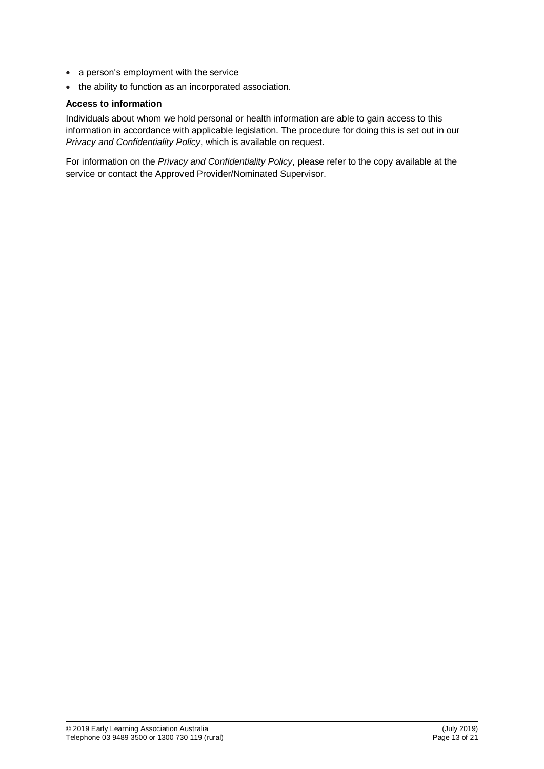- a person's employment with the service
- the ability to function as an incorporated association.

**Access to information**

Individuals about whom we hold personal or health information are able to gain access to this information in accordance with applicable legislation. The procedure for doing this is set out in our *Privacy and Confidentiality Policy*, which is available on request.

For information on the *Privacy and Confidentiality Policy*, please refer to the copy available at the service or contact the Approved Provider/Nominated Supervisor.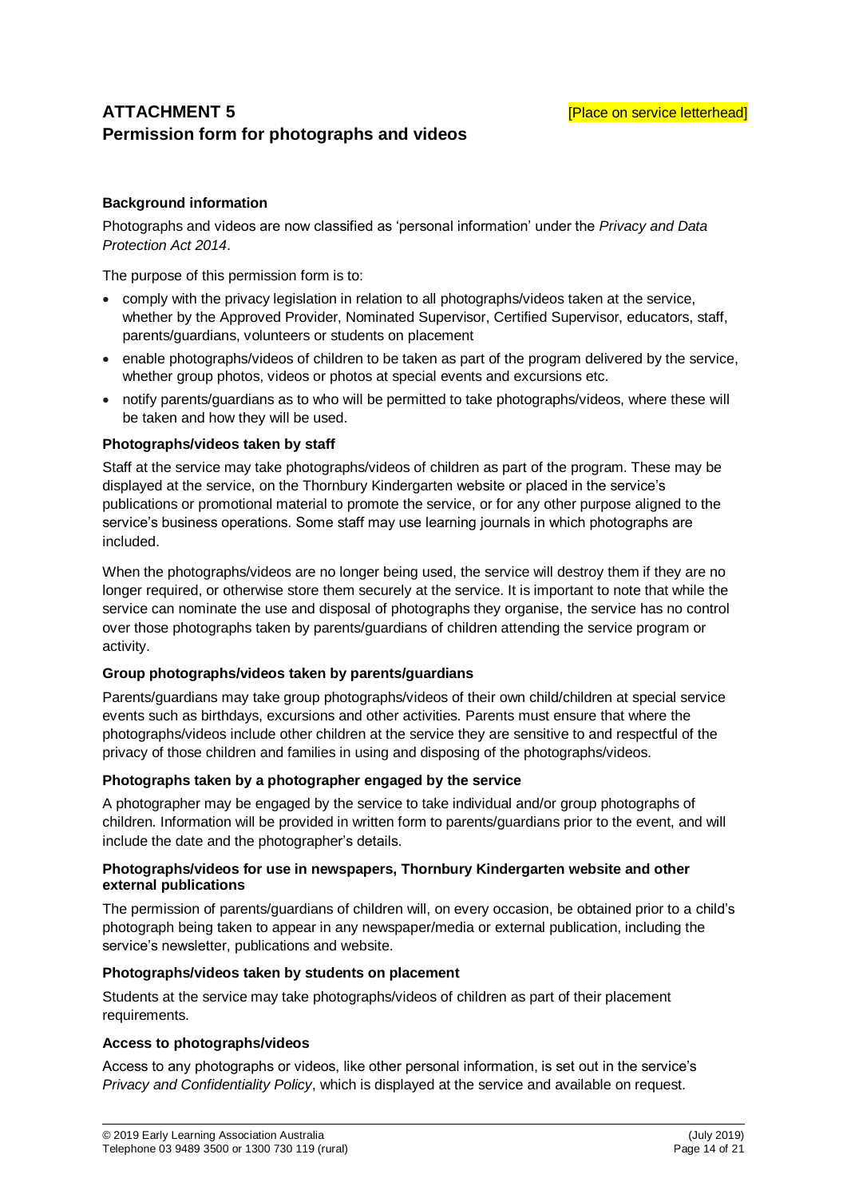# ATTACHMENT 5
## Permission form for photographs and videos

[Place on service letterhead]

**Background information**

Photographs and videos are now classified as 'personal information' under the *Privacy and Data Protection Act 2014*.

The purpose of this permission form is to:

- comply with the privacy legislation in relation to all photographs/videos taken at the service, whether by the Approved Provider, Nominated Supervisor, Certified Supervisor, educators, staff, parents/guardians, volunteers or students on placement
- enable photographs/videos of children to be taken as part of the program delivered by the service, whether group photos, videos or photos at special events and excursions etc.
- notify parents/guardians as to who will be permitted to take photographs/videos, where these will be taken and how they will be used.

**Photographs/videos taken by staff**

Staff at the service may take photographs/videos of children as part of the program. These may be displayed at the service, on the Thornbury Kindergarten website or placed in the service's publications or promotional material to promote the service, or for any other purpose aligned to the service's business operations. Some staff may use learning journals in which photographs are included.

When the photographs/videos are no longer being used, the service will destroy them if they are no longer required, or otherwise store them securely at the service. It is important to note that while the service can nominate the use and disposal of photographs they organise, the service has no control over those photographs taken by parents/guardians of children attending the service program or activity.

**Group photographs/videos taken by parents/guardians**

Parents/guardians may take group photographs/videos of their own child/children at special service events such as birthdays, excursions and other activities. Parents must ensure that where the photographs/videos include other children at the service they are sensitive to and respectful of the privacy of those children and families in using and disposing of the photographs/videos.

**Photographs taken by a photographer engaged by the service**

A photographer may be engaged by the service to take individual and/or group photographs of children. Information will be provided in written form to parents/guardians prior to the event, and will include the date and the photographer's details.

**Photographs/videos for use in newspapers, Thornbury Kindergarten website and other external publications**

The permission of parents/guardians of children will, on every occasion, be obtained prior to a child's photograph being taken to appear in any newspaper/media or external publication, including the service's newsletter, publications and website.

**Photographs/videos taken by students on placement**

Students at the service may take photographs/videos of children as part of their placement requirements.

**Access to photographs/videos**

Access to any photographs or videos, like other personal information, is set out in the service's *Privacy and Confidentiality Policy*, which is displayed at the service and available on request.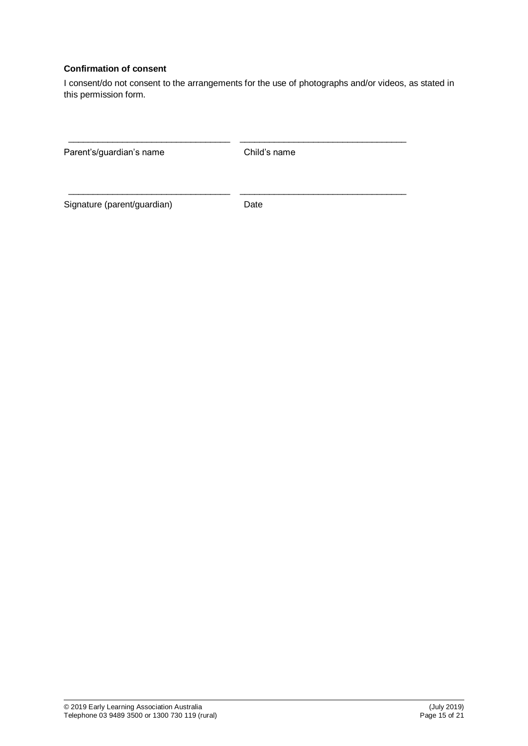**Confirmation of consent**

I consent/do not consent to the arrangements for the use of photographs and/or videos, as stated in this permission form.

| _______________________________ | _______________________________ |
| --- | --- |
| Parent's/guardian's name | Child's name |
| _______________________________ | _______________________________ |
| Signature (parent/guardian) | Date |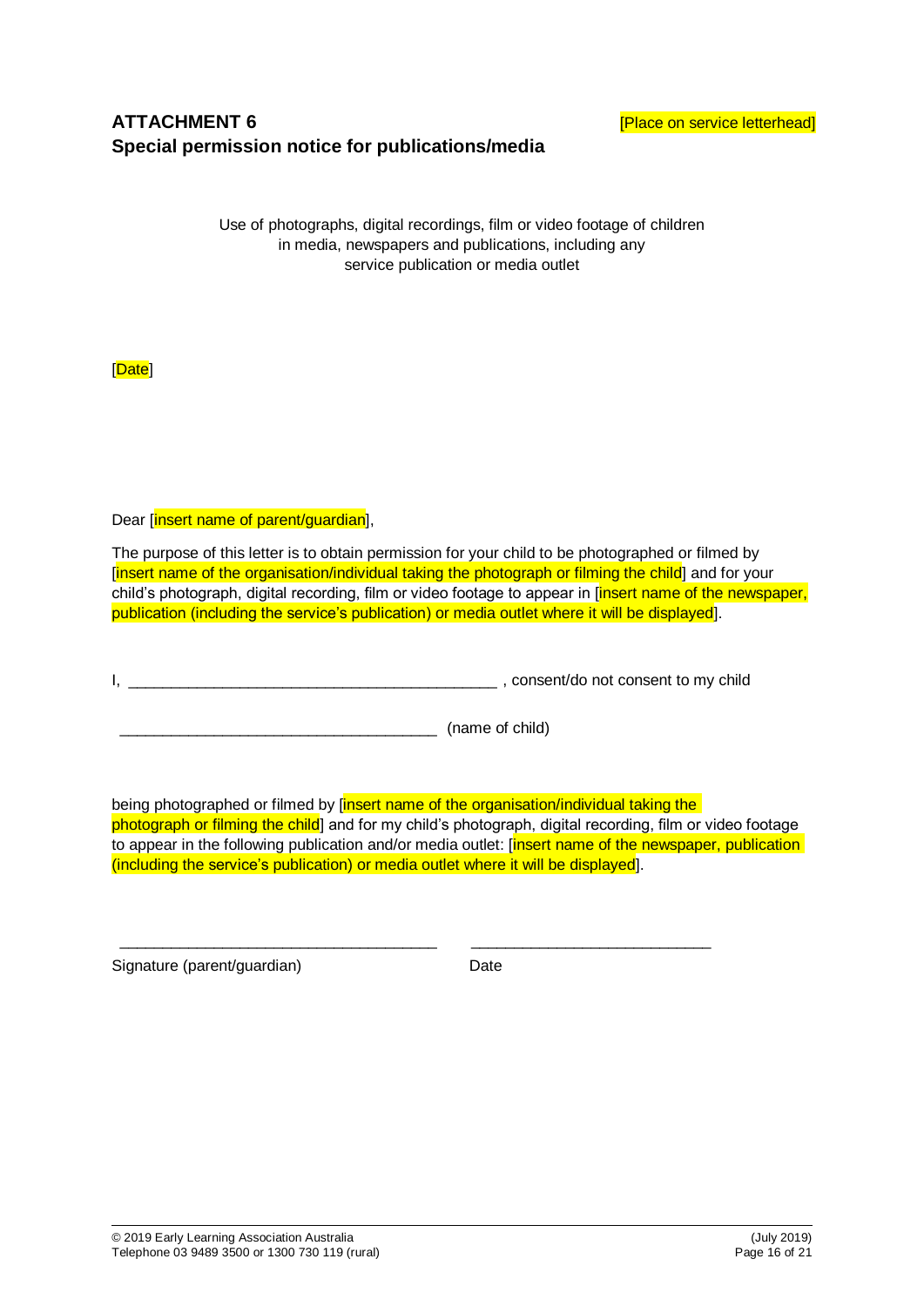## ATTACHMENT 6
## Special permission notice for publications/media

[Place on service letterhead]

Use of photographs, digital recordings, film or video footage of children in media, newspapers and publications, including any service publication or media outlet

[Date]

Dear [insert name of parent/guardian],

The purpose of this letter is to obtain permission for your child to be photographed or filmed by [insert name of the organisation/individual taking the photograph or filming the child] and for your child's photograph, digital recording, film or video footage to appear in [insert name of the newspaper, publication (including the service's publication) or media outlet where it will be displayed].

I, ___________________________________________ , consent/do not consent to my child

_____________________________________ (name of child)

being photographed or filmed by [insert name of the organisation/individual taking the photograph or filming the child] and for my child's photograph, digital recording, film or video footage to appear in the following publication and/or media outlet: [insert name of the newspaper, publication (including the service's publication) or media outlet where it will be displayed].

_____________________________________ ____________________________

Signature (parent/guardian) Date

© 2019 Early Learning Association Australia
Telephone 03 9489 3500 or 1300 730 119 (rural)
(July 2019)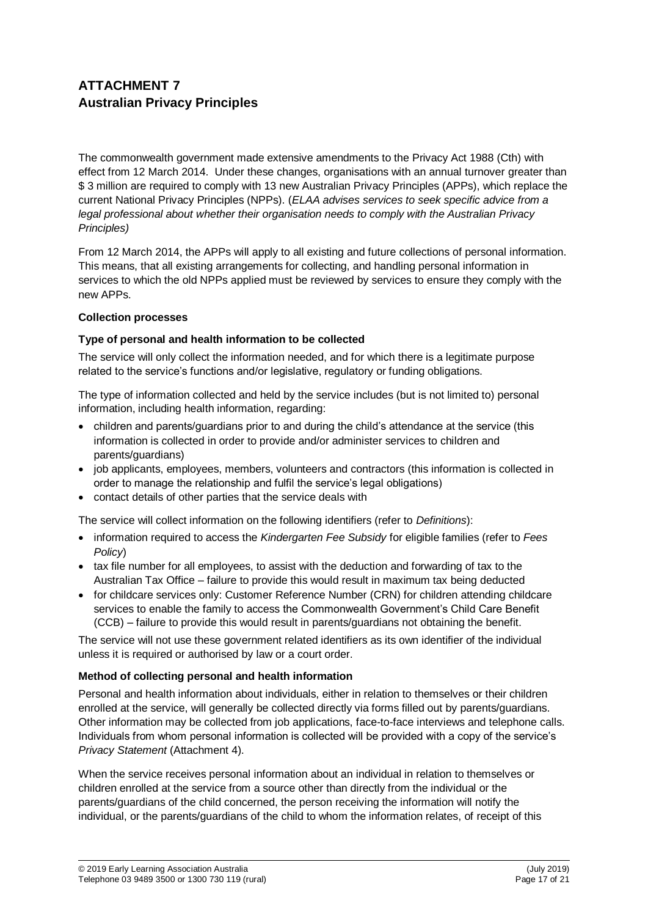## ATTACHMENT 7
## Australian Privacy Principles

The commonwealth government made extensive amendments to the Privacy Act 1988 (Cth) with effect from 12 March 2014. Under these changes, organisations with an annual turnover greater than $ 3 million are required to comply with 13 new Australian Privacy Principles (APPs), which replace the current National Privacy Principles (NPPs). (*ELAA advises services to seek specific advice from a legal professional about whether their organisation needs to comply with the Australian Privacy Principles)*

From 12 March 2014, the APPs will apply to all existing and future collections of personal information. This means, that all existing arrangements for collecting, and handling personal information in services to which the old NPPs applied must be reviewed by services to ensure they comply with the new APPs.

**Collection processes**

**Type of personal and health information to be collected**

The service will only collect the information needed, and for which there is a legitimate purpose related to the service's functions and/or legislative, regulatory or funding obligations.

The type of information collected and held by the service includes (but is not limited to) personal information, including health information, regarding:

- children and parents/guardians prior to and during the child's attendance at the service (this information is collected in order to provide and/or administer services to children and parents/guardians)
- job applicants, employees, members, volunteers and contractors (this information is collected in order to manage the relationship and fulfil the service's legal obligations)
- contact details of other parties that the service deals with

The service will collect information on the following identifiers (refer to *Definitions*):

- information required to access the *Kindergarten Fee Subsidy* for eligible families (refer to *Fees Policy*)
- tax file number for all employees, to assist with the deduction and forwarding of tax to the Australian Tax Office – failure to provide this would result in maximum tax being deducted
- for childcare services only: Customer Reference Number (CRN) for children attending childcare services to enable the family to access the Commonwealth Government's Child Care Benefit (CCB) – failure to provide this would result in parents/guardians not obtaining the benefit.

The service will not use these government related identifiers as its own identifier of the individual unless it is required or authorised by law or a court order.

**Method of collecting personal and health information**

Personal and health information about individuals, either in relation to themselves or their children enrolled at the service, will generally be collected directly via forms filled out by parents/guardians. Other information may be collected from job applications, face-to-face interviews and telephone calls. Individuals from whom personal information is collected will be provided with a copy of the service's *Privacy Statement* (Attachment 4).

When the service receives personal information about an individual in relation to themselves or children enrolled at the service from a source other than directly from the individual or the parents/guardians of the child concerned, the person receiving the information will notify the individual, or the parents/guardians of the child to whom the information relates, of receipt of this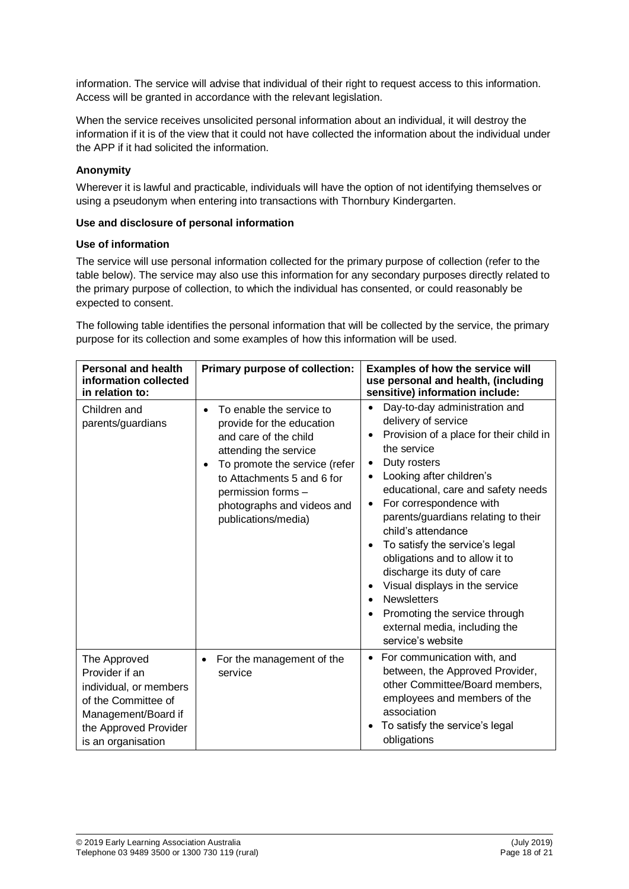information. The service will advise that individual of their right to request access to this information. Access will be granted in accordance with the relevant legislation.

When the service receives unsolicited personal information about an individual, it will destroy the information if it is of the view that it could not have collected the information about the individual under the APP if it had solicited the information.

**Anonymity**

Wherever it is lawful and practicable, individuals will have the option of not identifying themselves or using a pseudonym when entering into transactions with Thornbury Kindergarten.

**Use and disclosure of personal information**

**Use of information**

The service will use personal information collected for the primary purpose of collection (refer to the table below). The service may also use this information for any secondary purposes directly related to the primary purpose of collection, to which the individual has consented, or could reasonably be expected to consent.

The following table identifies the personal information that will be collected by the service, the primary purpose for its collection and some examples of how this information will be used.

| **Personal and health information collected in relation to:** | **Primary purpose of collection:** | **Examples of how the service will use personal and health, (including sensitive) information include:** |
|---|---|---|
| Children and parents/guardians | • To enable the service to provide for the education and care of the child attending the service<br>• To promote the service (refer to Attachments 5 and 6 for permission forms – photographs and videos and publications/media) | • Day-to-day administration and delivery of service<br>• Provision of a place for their child in the service<br>• Duty rosters<br>• Looking after children's educational, care and safety needs<br>• For correspondence with parents/guardians relating to their child's attendance<br>• To satisfy the service's legal obligations and to allow it to discharge its duty of care<br>• Visual displays in the service<br>• Newsletters<br>• Promoting the service through external media, including the service's website |
| The Approved Provider if an individual, or members of the Committee of Management/Board if the Approved Provider is an organisation | • For the management of the service | • For communication with, and between, the Approved Provider, other Committee/Board members, employees and members of the association<br>• To satisfy the service's legal obligations |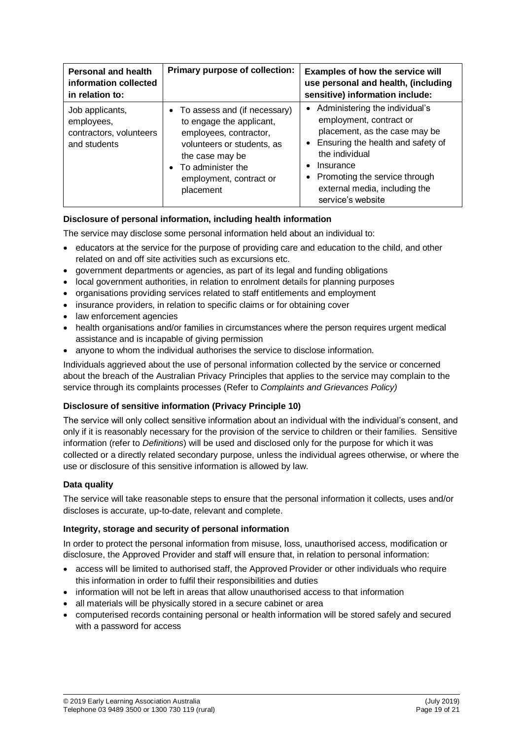| **Personal and health information collected in relation to:** | **Primary purpose of collection:** | **Examples of how the service will use personal and health, (including sensitive) information include:** |
|---|---|---|
| Job applicants, employees, contractors, volunteers and students | • To assess and (if necessary) to engage the applicant, employees, contractor, volunteers or students, as the case may be<br>• To administer the employment, contract or placement | • Administering the individual's employment, contract or placement, as the case may be<br>• Ensuring the health and safety of the individual<br>• Insurance<br>• Promoting the service through external media, including the service's website |

**Disclosure of personal information, including health information**

The service may disclose some personal information held about an individual to:

- educators at the service for the purpose of providing care and education to the child, and other related on and off site activities such as excursions etc.
- government departments or agencies, as part of its legal and funding obligations
- local government authorities, in relation to enrolment details for planning purposes
- organisations providing services related to staff entitlements and employment
- insurance providers, in relation to specific claims or for obtaining cover
- law enforcement agencies
- health organisations and/or families in circumstances where the person requires urgent medical assistance and is incapable of giving permission
- anyone to whom the individual authorises the service to disclose information.

Individuals aggrieved about the use of personal information collected by the service or concerned about the breach of the Australian Privacy Principles that applies to the service may complain to the service through its complaints processes (Refer to *Complaints and Grievances Policy)*

**Disclosure of sensitive information (Privacy Principle 10)**

The service will only collect sensitive information about an individual with the individual's consent, and only if it is reasonably necessary for the provision of the service to children or their families. Sensitive information (refer to *Definitions*) will be used and disclosed only for the purpose for which it was collected or a directly related secondary purpose, unless the individual agrees otherwise, or where the use or disclosure of this sensitive information is allowed by law.

**Data quality**

The service will take reasonable steps to ensure that the personal information it collects, uses and/or discloses is accurate, up-to-date, relevant and complete.

**Integrity, storage and security of personal information**

In order to protect the personal information from misuse, loss, unauthorised access, modification or disclosure, the Approved Provider and staff will ensure that, in relation to personal information:

- access will be limited to authorised staff, the Approved Provider or other individuals who require this information in order to fulfil their responsibilities and duties
- information will not be left in areas that allow unauthorised access to that information
- all materials will be physically stored in a secure cabinet or area
- computerised records containing personal or health information will be stored safely and secured with a password for access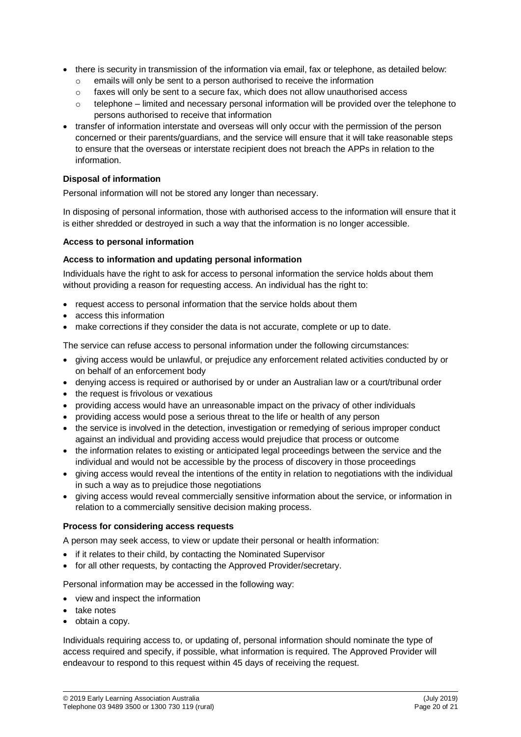- there is security in transmission of the information via email, fax or telephone, as detailed below:
  - emails will only be sent to a person authorised to receive the information
  - faxes will only be sent to a secure fax, which does not allow unauthorised access
  - telephone – limited and necessary personal information will be provided over the telephone to persons authorised to receive that information
- transfer of information interstate and overseas will only occur with the permission of the person concerned or their parents/guardians, and the service will ensure that it will take reasonable steps to ensure that the overseas or interstate recipient does not breach the APPs in relation to the information.

**Disposal of information**

Personal information will not be stored any longer than necessary.

In disposing of personal information, those with authorised access to the information will ensure that it is either shredded or destroyed in such a way that the information is no longer accessible.

**Access to personal information**

**Access to information and updating personal information**

Individuals have the right to ask for access to personal information the service holds about them without providing a reason for requesting access. An individual has the right to:

- request access to personal information that the service holds about them
- access this information
- make corrections if they consider the data is not accurate, complete or up to date.

The service can refuse access to personal information under the following circumstances:

- giving access would be unlawful, or prejudice any enforcement related activities conducted by or on behalf of an enforcement body
- denying access is required or authorised by or under an Australian law or a court/tribunal order
- the request is frivolous or vexatious
- providing access would have an unreasonable impact on the privacy of other individuals
- providing access would pose a serious threat to the life or health of any person
- the service is involved in the detection, investigation or remedying of serious improper conduct against an individual and providing access would prejudice that process or outcome
- the information relates to existing or anticipated legal proceedings between the service and the individual and would not be accessible by the process of discovery in those proceedings
- giving access would reveal the intentions of the entity in relation to negotiations with the individual in such a way as to prejudice those negotiations
- giving access would reveal commercially sensitive information about the service, or information in relation to a commercially sensitive decision making process.

**Process for considering access requests**

A person may seek access, to view or update their personal or health information:

- if it relates to their child, by contacting the Nominated Supervisor
- for all other requests, by contacting the Approved Provider/secretary.

Personal information may be accessed in the following way:

- view and inspect the information
- take notes
- obtain a copy.

Individuals requiring access to, or updating of, personal information should nominate the type of access required and specify, if possible, what information is required. The Approved Provider will endeavour to respond to this request within 45 days of receiving the request.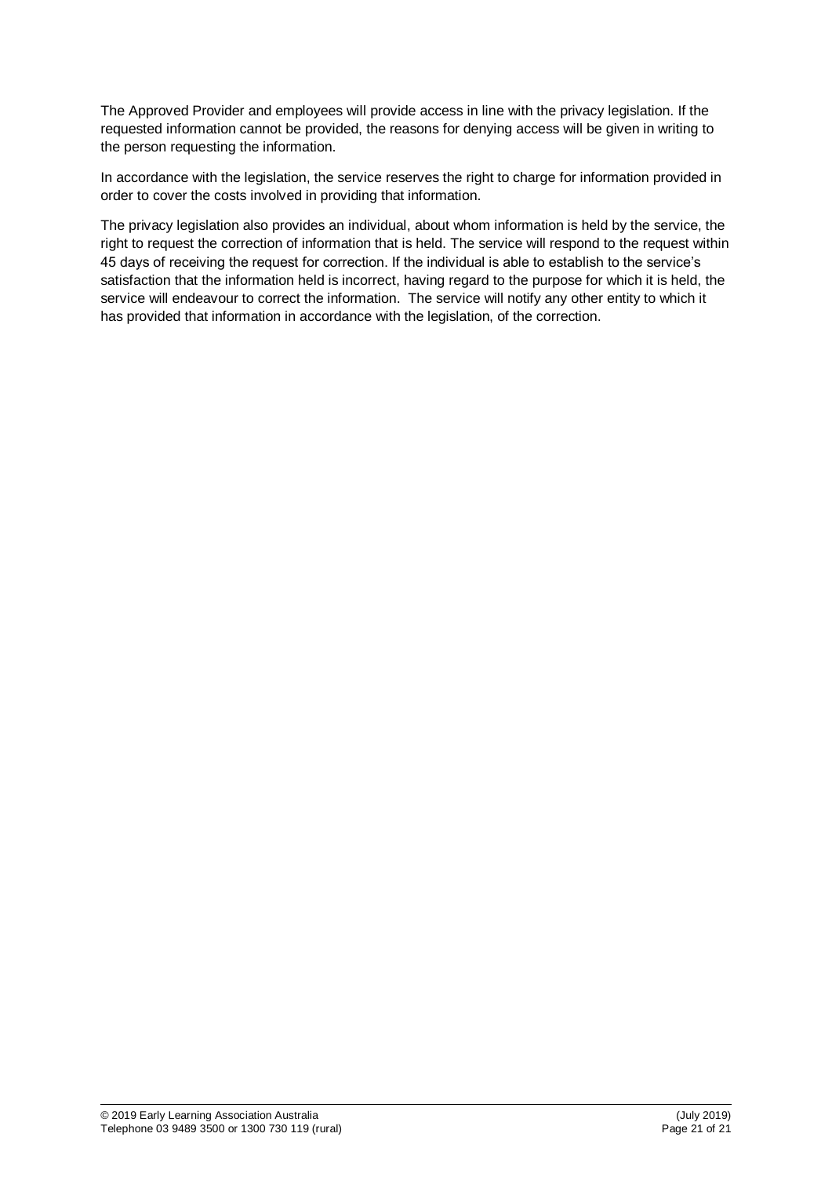The Approved Provider and employees will provide access in line with the privacy legislation. If the requested information cannot be provided, the reasons for denying access will be given in writing to the person requesting the information.

In accordance with the legislation, the service reserves the right to charge for information provided in order to cover the costs involved in providing that information.

The privacy legislation also provides an individual, about whom information is held by the service, the right to request the correction of information that is held. The service will respond to the request within 45 days of receiving the request for correction. If the individual is able to establish to the service's satisfaction that the information held is incorrect, having regard to the purpose for which it is held, the service will endeavour to correct the information. The service will notify any other entity to which it has provided that information in accordance with the legislation, of the correction.